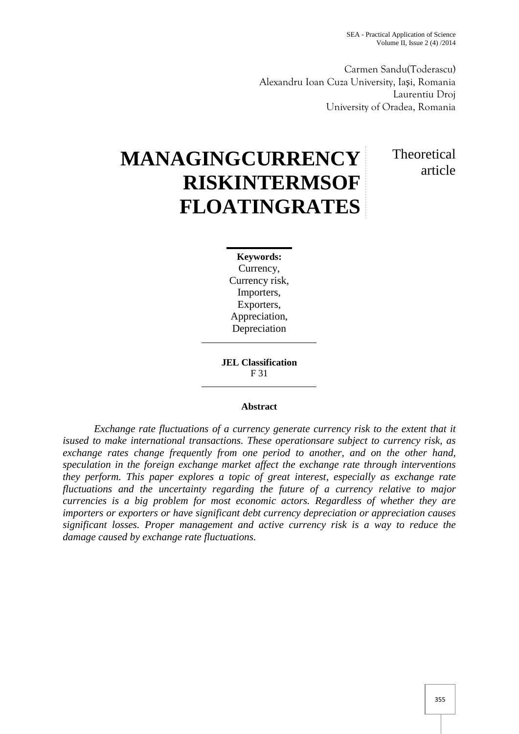Carmen Sandu(Toderascu)
Alexandru Ioan Cuza University, Iași, Romania
Laurentiu Droj
University of Oradea, Romania

# MANAGINGCURRENCY RISKINTERMSOF FLOATINGRATES

Theoretical article

**Keywords:**
Currency,
Currency risk,
Importers,
Exporters,
Appreciation,
Depreciation

**JEL Classification**
F 31

**Abstract**

*Exchange rate fluctuations of a currency generate currency risk to the extent that it isused to make international transactions. These operationsare subject to currency risk, as exchange rates change frequently from one period to another, and on the other hand, speculation in the foreign exchange market affect the exchange rate through interventions they perform. This paper explores a topic of great interest, especially as exchange rate fluctuations and the uncertainty regarding the future of a currency relative to major currencies is a big problem for most economic actors. Regardless of whether they are importers or exporters or have significant debt currency depreciation or appreciation causes significant losses. Proper management and active currency risk is a way to reduce the damage caused by exchange rate fluctuations.*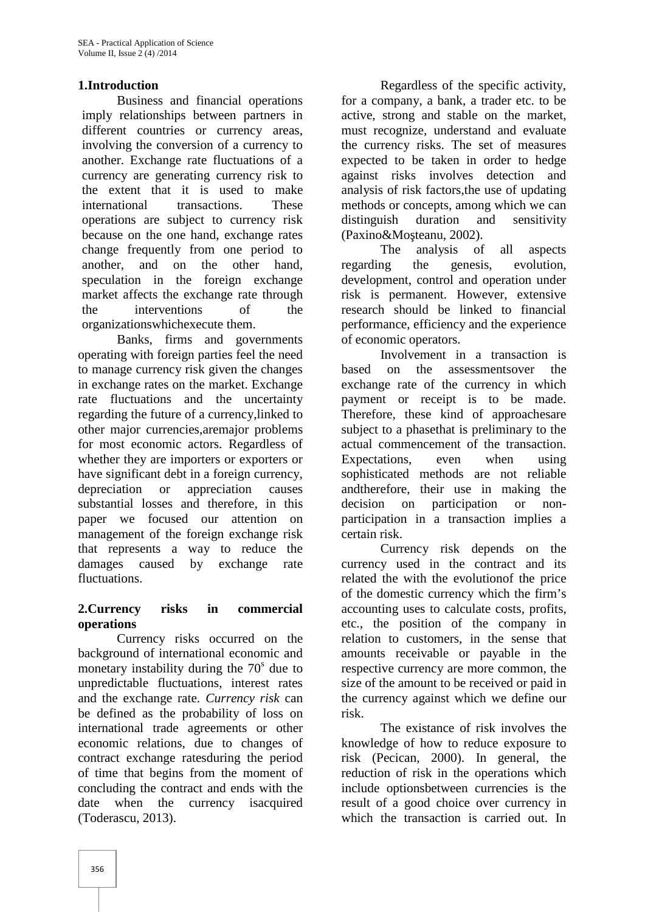## 1.Introduction

Business and financial operations imply relationships between partners in different countries or currency areas, involving the conversion of a currency to another. Exchange rate fluctuations of a currency are generating currency risk to the extent that it is used to make international transactions. These operations are subject to currency risk because on the one hand, exchange rates change frequently from one period to another, and on the other hand, speculation in the foreign exchange market affects the exchange rate through the interventions of the organizationswhichexecute them.

Banks, firms and governments operating with foreign parties feel the need to manage currency risk given the changes in exchange rates on the market. Exchange rate fluctuations and the uncertainty regarding the future of a currency,linked to other major currencies,aremajor problems for most economic actors. Regardless of whether they are importers or exporters or have significant debt in a foreign currency, depreciation or appreciation causes substantial losses and therefore, in this paper we focused our attention on management of the foreign exchange risk that represents a way to reduce the damages caused by exchange rate fluctuations.

## 2.Currency risks in commercial operations

Currency risks occurred on the background of international economic and monetary instability during the 70[s] due to unpredictable fluctuations, interest rates and the exchange rate. *Currency risk* can be defined as the probability of loss on international trade agreements or other economic relations, due to changes of contract exchange ratesduring the period of time that begins from the moment of concluding the contract and ends with the date when the currency isacquired (Toderascu, 2013).

Regardless of the specific activity, for a company, a bank, a trader etc. to be active, strong and stable on the market, must recognize, understand and evaluate the currency risks. The set of measures expected to be taken in order to hedge against risks involves detection and analysis of risk factors,the use of updating methods or concepts, among which we can distinguish duration and sensitivity (Paxino&Moşteanu, 2002).

The analysis of all aspects regarding the genesis, evolution, development, control and operation under risk is permanent. However, extensive research should be linked to financial performance, efficiency and the experience of economic operators.

Involvement in a transaction is based on the assessmentsover the exchange rate of the currency in which payment or receipt is to be made. Therefore, these kind of approachesare subject to a phasethat is preliminary to the actual commencement of the transaction. Expectations, even when using sophisticated methods are not reliable andtherefore, their use in making the decision on participation or non-participation in a transaction implies a certain risk.

Currency risk depends on the currency used in the contract and its related the with the evolutionof the price of the domestic currency which the firm's accounting uses to calculate costs, profits, etc., the position of the company in relation to customers, in the sense that amounts receivable or payable in the respective currency are more common, the size of the amount to be received or paid in the currency against which we define our risk.

The existance of risk involves the knowledge of how to reduce exposure to risk (Pecican, 2000). In general, the reduction of risk in the operations which include optionsbetween currencies is the result of a good choice over currency in which the transaction is carried out. In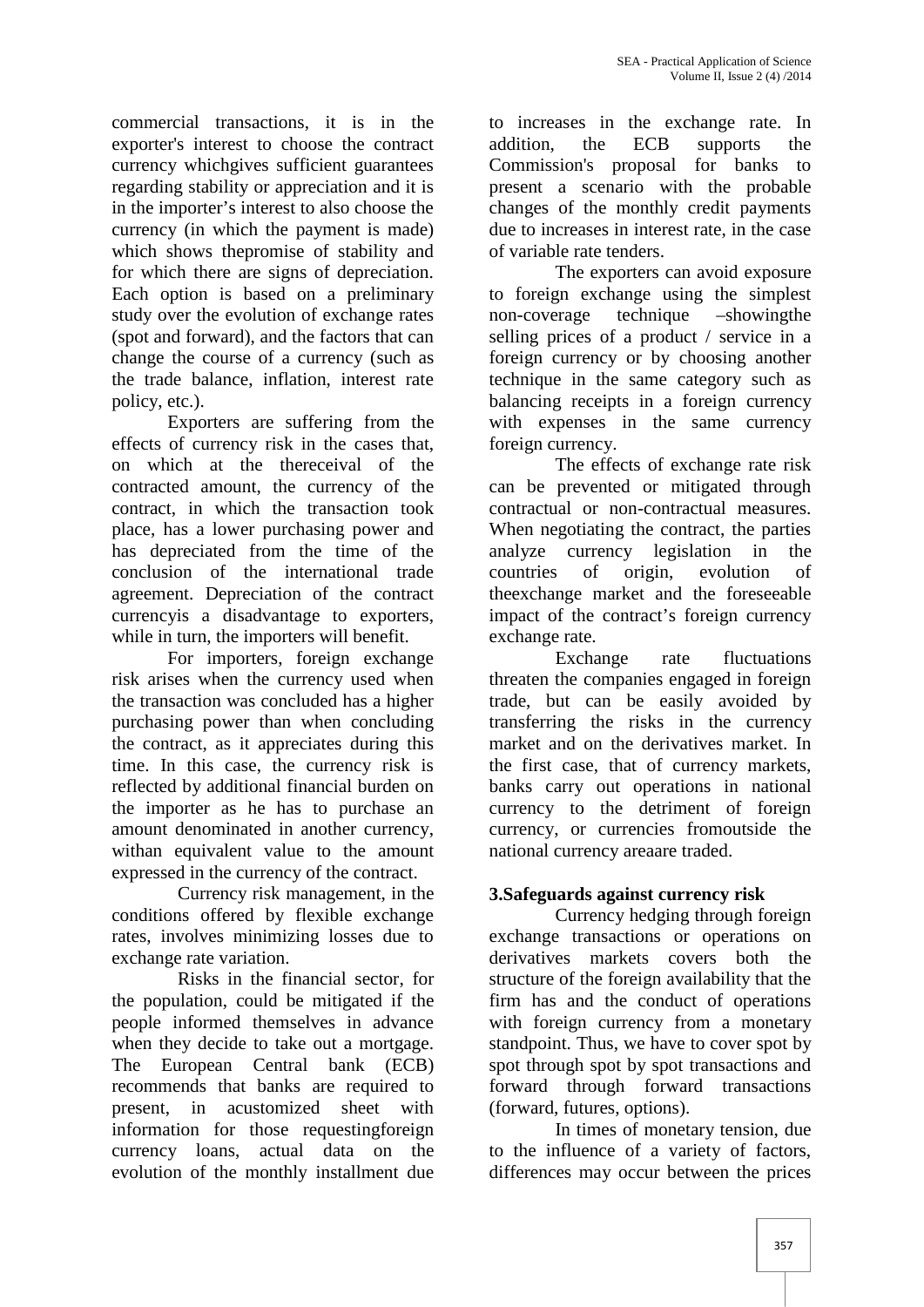commercial transactions, it is in the exporter's interest to choose the contract currency whichgives sufficient guarantees regarding stability or appreciation and it is in the importer's interest to also choose the currency (in which the payment is made) which shows thepromise of stability and for which there are signs of depreciation. Each option is based on a preliminary study over the evolution of exchange rates (spot and forward), and the factors that can change the course of a currency (such as the trade balance, inflation, interest rate policy, etc.).

Exporters are suffering from the effects of currency risk in the cases that, on which at the thereceival of the contracted amount, the currency of the contract, in which the transaction took place, has a lower purchasing power and has depreciated from the time of the conclusion of the international trade agreement. Depreciation of the contract currencyis a disadvantage to exporters, while in turn, the importers will benefit.

For importers, foreign exchange risk arises when the currency used when the transaction was concluded has a higher purchasing power than when concluding the contract, as it appreciates during this time. In this case, the currency risk is reflected by additional financial burden on the importer as he has to purchase an amount denominated in another currency, withan equivalent value to the amount expressed in the currency of the contract.

Currency risk management, in the conditions offered by flexible exchange rates, involves minimizing losses due to exchange rate variation.

Risks in the financial sector, for the population, could be mitigated if the people informed themselves in advance when they decide to take out a mortgage. The European Central bank (ECB) recommends that banks are required to present, in acustomized sheet with information for those requestingforeign currency loans, actual data on the evolution of the monthly installment due to increases in the exchange rate. In addition, the ECB supports the Commission's proposal for banks to present a scenario with the probable changes of the monthly credit payments due to increases in interest rate, in the case of variable rate tenders.

The exporters can avoid exposure to foreign exchange using the simplest non-coverage technique –showingthe selling prices of a product / service in a foreign currency or by choosing another technique in the same category such as balancing receipts in a foreign currency with expenses in the same currency foreign currency.

The effects of exchange rate risk can be prevented or mitigated through contractual or non-contractual measures. When negotiating the contract, the parties analyze currency legislation in the countries of origin, evolution of theexchange market and the foreseeable impact of the contract's foreign currency exchange rate.

Exchange rate fluctuations threaten the companies engaged in foreign trade, but can be easily avoided by transferring the risks in the currency market and on the derivatives market. In the first case, that of currency markets, banks carry out operations in national currency to the detriment of foreign currency, or currencies fromoutside the national currency areaare traded.

## 3.Safeguards against currency risk

Currency hedging through foreign exchange transactions or operations on derivatives markets covers both the structure of the foreign availability that the firm has and the conduct of operations with foreign currency from a monetary standpoint. Thus, we have to cover spot by spot through spot by spot transactions and forward through forward transactions (forward, futures, options).

In times of monetary tension, due to the influence of a variety of factors, differences may occur between the prices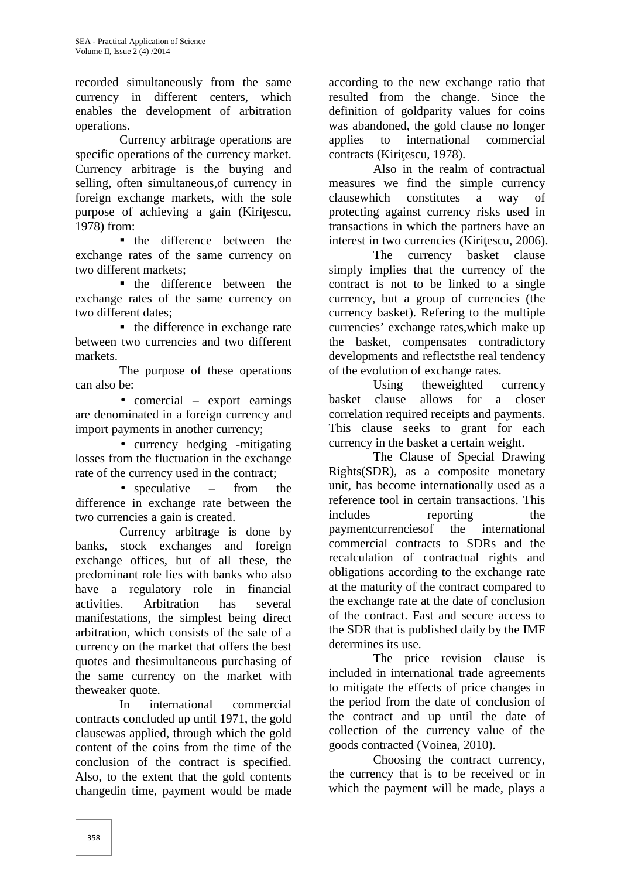recorded simultaneously from the same currency in different centers, which enables the development of arbitration operations.

Currency arbitrage operations are specific operations of the currency market. Currency arbitrage is the buying and selling, often simultaneous,of currency in foreign exchange markets, with the sole purpose of achieving a gain (Kiriţescu, 1978) from:

- the difference between the exchange rates of the same currency on two different markets;
- the difference between the exchange rates of the same currency on two different dates;
- the difference in exchange rate between two currencies and two different markets.

The purpose of these operations can also be:

- comercial – export earnings are denominated in a foreign currency and import payments in another currency;
- currency hedging -mitigating losses from the fluctuation in the exchange rate of the currency used in the contract;
- speculative – from the difference in exchange rate between the two currencies a gain is created.

Currency arbitrage is done by banks, stock exchanges and foreign exchange offices, but of all these, the predominant role lies with banks who also have a regulatory role in financial activities. Arbitration has several manifestations, the simplest being direct arbitration, which consists of the sale of a currency on the market that offers the best quotes and thesimultaneous purchasing of the same currency on the market with theweaker quote.

In international commercial contracts concluded up until 1971, the gold clausewas applied, through which the gold content of the coins from the time of the conclusion of the contract is specified. Also, to the extent that the gold contents changedin time, payment would be made according to the new exchange ratio that resulted from the change. Since the definition of goldparity values for coins was abandoned, the gold clause no longer applies to international commercial contracts (Kiriţescu, 1978).

Also in the realm of contractual measures we find the simple currency clausewhich constitutes a way of protecting against currency risks used in transactions in which the partners have an interest in two currencies (Kiriţescu, 2006).

The currency basket clause simply implies that the currency of the contract is not to be linked to a single currency, but a group of currencies (the currency basket). Refering to the multiple currencies' exchange rates,which make up the basket, compensates contradictory developments and reflectsthe real tendency of the evolution of exchange rates.

Using theweighted currency basket clause allows for a closer correlation required receipts and payments. This clause seeks to grant for each currency in the basket a certain weight.

The Clause of Special Drawing Rights(SDR), as a composite monetary unit, has become internationally used as a reference tool in certain transactions. This includes reporting the paymentcurrenciesof the international commercial contracts to SDRs and the recalculation of contractual rights and obligations according to the exchange rate at the maturity of the contract compared to the exchange rate at the date of conclusion of the contract. Fast and secure access to the SDR that is published daily by the IMF determines its use.

The price revision clause is included in international trade agreements to mitigate the effects of price changes in the period from the date of conclusion of the contract and up until the date of collection of the currency value of the goods contracted (Voinea, 2010).

Choosing the contract currency, the currency that is to be received or in which the payment will be made, plays a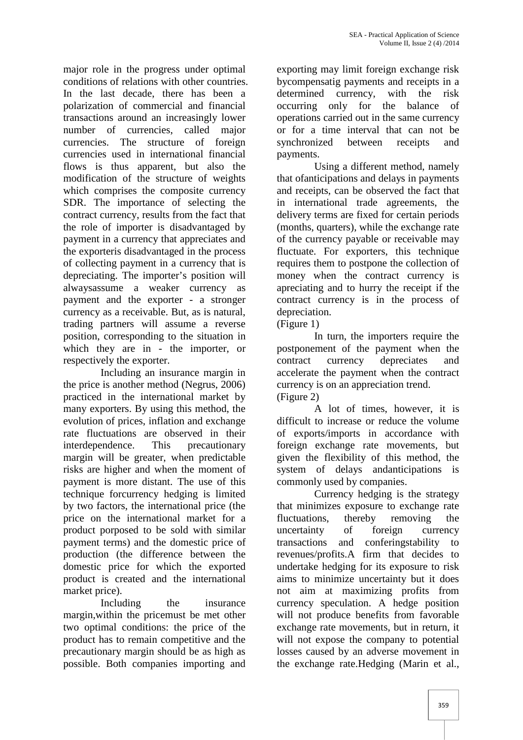major role in the progress under optimal conditions of relations with other countries. In the last decade, there has been a polarization of commercial and financial transactions around an increasingly lower number of currencies, called major currencies. The structure of foreign currencies used in international financial flows is thus apparent, but also the modification of the structure of weights which comprises the composite currency SDR. The importance of selecting the contract currency, results from the fact that the role of importer is disadvantaged by payment in a currency that appreciates and the exporteris disadvantaged in the process of collecting payment in a currency that is depreciating. The importer's position will alwaysassume a weaker currency as payment and the exporter - a stronger currency as a receivable. But, as is natural, trading partners will assume a reverse position, corresponding to the situation in which they are in - the importer, or respectively the exporter.

Including an insurance margin in the price is another method (Negrus, 2006) practiced in the international market by many exporters. By using this method, the evolution of prices, inflation and exchange rate fluctuations are observed in their interdependence. This precautionary margin will be greater, when predictable risks are higher and when the moment of payment is more distant. The use of this technique forcurrency hedging is limited by two factors, the international price (the price on the international market for a product porposed to be sold with similar payment terms) and the domestic price of production (the difference between the domestic price for which the exported product is created and the international market price).

Including the insurance margin,within the pricemust be met other two optimal conditions: the price of the product has to remain competitive and the precautionary margin should be as high as possible. Both companies importing and exporting may limit foreign exchange risk bycompensatig payments and receipts in a determined currency, with the risk occurring only for the balance of operations carried out in the same currency or for a time interval that can not be synchronized between receipts and payments.

Using a different method, namely that ofanticipations and delays in payments and receipts, can be observed the fact that in international trade agreements, the delivery terms are fixed for certain periods (months, quarters), while the exchange rate of the currency payable or receivable may fluctuate. For exporters, this technique requires them to postpone the collection of money when the contract currency is apreciating and to hurry the receipt if the contract currency is in the process of depreciation.

(Figure 1)

In turn, the importers require the postponement of the payment when the contract currency depreciates and accelerate the payment when the contract currency is on an appreciation trend.

(Figure 2)

A lot of times, however, it is difficult to increase or reduce the volume of exports/imports in accordance with foreign exchange rate movements, but given the flexibility of this method, the system of delays andanticipations is commonly used by companies.

Currency hedging is the strategy that minimizes exposure to exchange rate fluctuations, thereby removing the uncertainty of foreign currency transactions and conferingstability to revenues/profits.A firm that decides to undertake hedging for its exposure to risk aims to minimize uncertainty but it does not aim at maximizing profits from currency speculation. A hedge position will not produce benefits from favorable exchange rate movements, but in return, it will not expose the company to potential losses caused by an adverse movement in the exchange rate.Hedging (Marin et al.,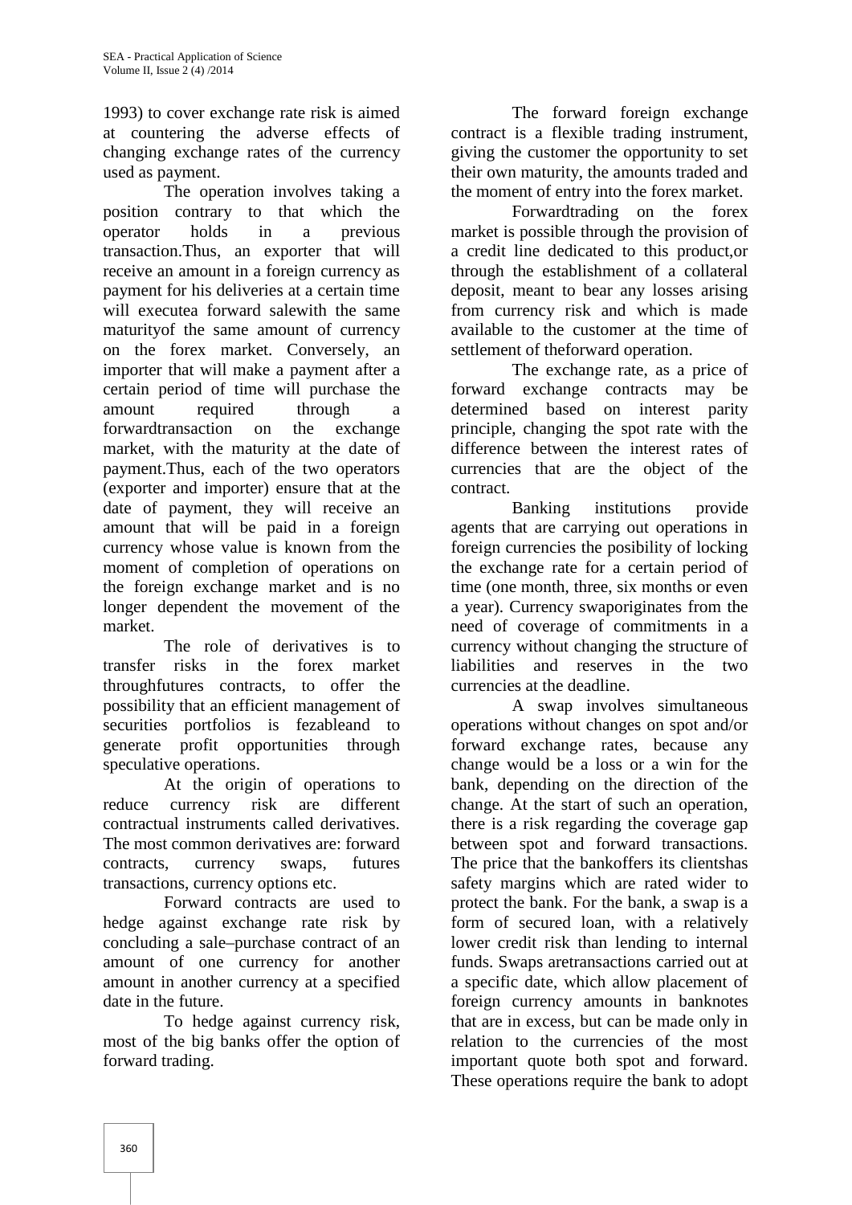1993) to cover exchange rate risk is aimed at countering the adverse effects of changing exchange rates of the currency used as payment.

The operation involves taking a position contrary to that which the operator holds in a previous transaction.Thus, an exporter that will receive an amount in a foreign currency as payment for his deliveries at a certain time will executea forward salewith the same maturityof the same amount of currency on the forex market. Conversely, an importer that will make a payment after a certain period of time will purchase the amount required through a forwardtransaction on the exchange market, with the maturity at the date of payment.Thus, each of the two operators (exporter and importer) ensure that at the date of payment, they will receive an amount that will be paid in a foreign currency whose value is known from the moment of completion of operations on the foreign exchange market and is no longer dependent the movement of the market.

The role of derivatives is to transfer risks in the forex market throughfutures contracts, to offer the possibility that an efficient management of securities portfolios is fezableand to generate profit opportunities through speculative operations.

At the origin of operations to reduce currency risk are different contractual instruments called derivatives. The most common derivatives are: forward contracts, currency swaps, futures transactions, currency options etc.

Forward contracts are used to hedge against exchange rate risk by concluding a sale–purchase contract of an amount of one currency for another amount in another currency at a specified date in the future.

To hedge against currency risk, most of the big banks offer the option of forward trading.

The forward foreign exchange contract is a flexible trading instrument, giving the customer the opportunity to set their own maturity, the amounts traded and the moment of entry into the forex market.

Forwardtrading on the forex market is possible through the provision of a credit line dedicated to this product,or through the establishment of a collateral deposit, meant to bear any losses arising from currency risk and which is made available to the customer at the time of settlement of theforward operation.

The exchange rate, as a price of forward exchange contracts may be determined based on interest parity principle, changing the spot rate with the difference between the interest rates of currencies that are the object of the contract.

Banking institutions provide agents that are carrying out operations in foreign currencies the posibility of locking the exchange rate for a certain period of time (one month, three, six months or even a year). Currency swaporiginates from the need of coverage of commitments in a currency without changing the structure of liabilities and reserves in the two currencies at the deadline.

A swap involves simultaneous operations without changes on spot and/or forward exchange rates, because any change would be a loss or a win for the bank, depending on the direction of the change. At the start of such an operation, there is a risk regarding the coverage gap between spot and forward transactions. The price that the bankoffers its clientshas safety margins which are rated wider to protect the bank. For the bank, a swap is a form of secured loan, with a relatively lower credit risk than lending to internal funds. Swaps aretransactions carried out at a specific date, which allow placement of foreign currency amounts in banknotes that are in excess, but can be made only in relation to the currencies of the most important quote both spot and forward. These operations require the bank to adopt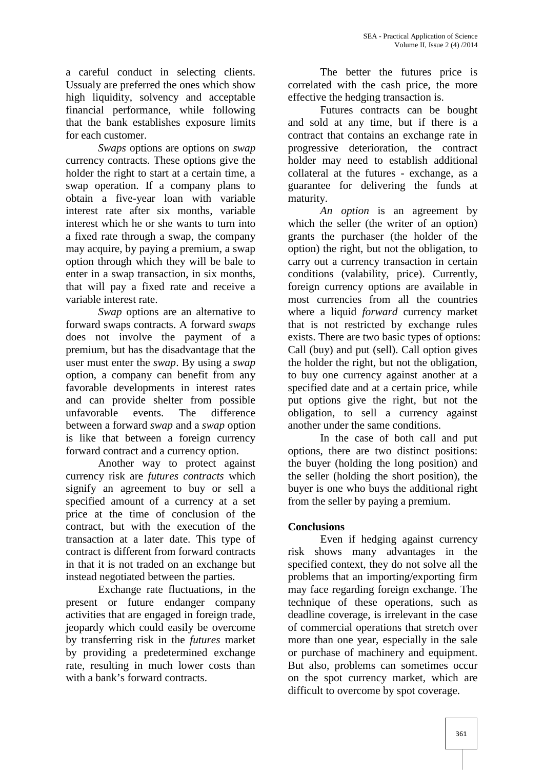a careful conduct in selecting clients. Ussualy are preferred the ones which show high liquidity, solvency and acceptable financial performance, while following that the bank establishes exposure limits for each customer.

*Swaps* options are options on *swap* currency contracts. These options give the holder the right to start at a certain time, a swap operation. If a company plans to obtain a five-year loan with variable interest rate after six months, variable interest which he or she wants to turn into a fixed rate through a swap, the company may acquire, by paying a premium, a swap option through which they will be bale to enter in a swap transaction, in six months, that will pay a fixed rate and receive a variable interest rate.

*Swap* options are an alternative to forward swaps contracts. A forward *swaps* does not involve the payment of a premium, but has the disadvantage that the user must enter the *swap*. By using a *swap* option, a company can benefit from any favorable developments in interest rates and can provide shelter from possible unfavorable events. The difference between a forward *swap* and a *swap* option is like that between a foreign currency forward contract and a currency option.

Another way to protect against currency risk are *futures contracts* which signify an agreement to buy or sell a specified amount of a currency at a set price at the time of conclusion of the contract, but with the execution of the transaction at a later date. This type of contract is different from forward contracts in that it is not traded on an exchange but instead negotiated between the parties.

Exchange rate fluctuations, in the present or future endanger company activities that are engaged in foreign trade, jeopardy which could easily be overcome by transferring risk in the *futures* market by providing a predetermined exchange rate, resulting in much lower costs than with a bank's forward contracts.

The better the futures price is correlated with the cash price, the more effective the hedging transaction is.

Futures contracts can be bought and sold at any time, but if there is a contract that contains an exchange rate in progressive deterioration, the contract holder may need to establish additional collateral at the futures - exchange, as a guarantee for delivering the funds at maturity.

*An option* is an agreement by which the seller (the writer of an option) grants the purchaser (the holder of the option) the right, but not the obligation, to carry out a currency transaction in certain conditions (valability, price). Currently, foreign currency options are available in most currencies from all the countries where a liquid *forward* currency market that is not restricted by exchange rules exists. There are two basic types of options: Call (buy) and put (sell). Call option gives the holder the right, but not the obligation, to buy one currency against another at a specified date and at a certain price, while put options give the right, but not the obligation, to sell a currency against another under the same conditions.

In the case of both call and put options, there are two distinct positions: the buyer (holding the long position) and the seller (holding the short position), the buyer is one who buys the additional right from the seller by paying a premium.

## Conclusions

Even if hedging against currency risk shows many advantages in the specified context, they do not solve all the problems that an importing/exporting firm may face regarding foreign exchange. The technique of these operations, such as deadline coverage, is irrelevant in the case of commercial operations that stretch over more than one year, especially in the sale or purchase of machinery and equipment. But also, problems can sometimes occur on the spot currency market, which are difficult to overcome by spot coverage.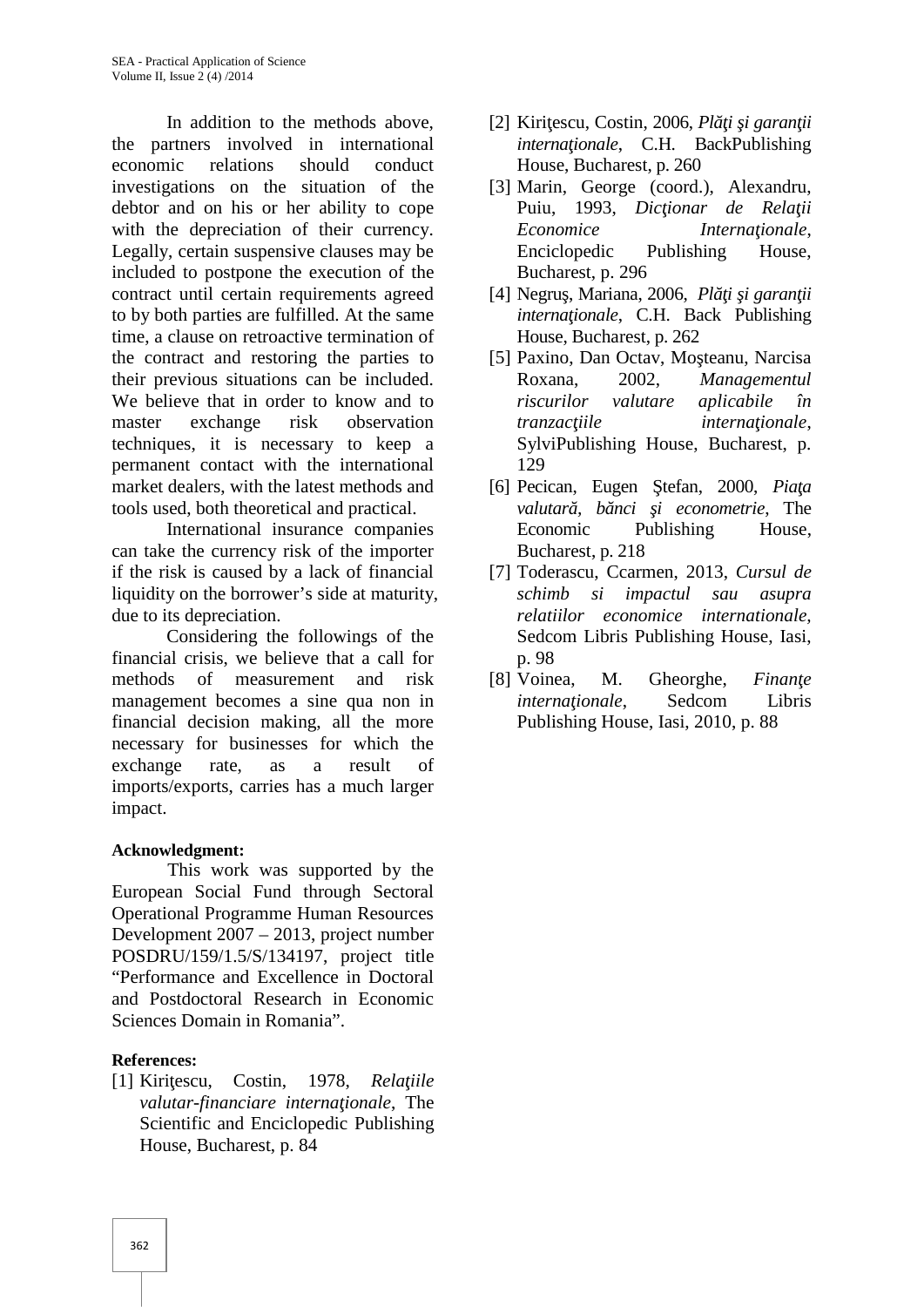In addition to the methods above, the partners involved in international economic relations should conduct investigations on the situation of the debtor and on his or her ability to cope with the depreciation of their currency. Legally, certain suspensive clauses may be included to postpone the execution of the contract until certain requirements agreed to by both parties are fulfilled. At the same time, a clause on retroactive termination of the contract and restoring the parties to their previous situations can be included. We believe that in order to know and to master exchange risk observation techniques, it is necessary to keep a permanent contact with the international market dealers, with the latest methods and tools used, both theoretical and practical.

International insurance companies can take the currency risk of the importer if the risk is caused by a lack of financial liquidity on the borrower's side at maturity, due to its depreciation.

Considering the followings of the financial crisis, we believe that a call for methods of measurement and risk management becomes a sine qua non in financial decision making, all the more necessary for businesses for which the exchange rate, as a result of imports/exports, carries has a much larger impact.

**Acknowledgment:**

This work was supported by the European Social Fund through Sectoral Operational Programme Human Resources Development 2007 – 2013, project number POSDRU/159/1.5/S/134197, project title "Performance and Excellence in Doctoral and Postdoctoral Research in Economic Sciences Domain in Romania".

**References:**

[1] Kiriţescu, Costin, 1978, *Relaţiile valutar-financiare internaţionale*, The Scientific and Enciclopedic Publishing House, Bucharest, p. 84

[2] Kiriţescu, Costin, 2006, *Plăţi şi garanţii internaţionale*, C.H. BackPublishing House, Bucharest, p. 260

[3] Marin, George (coord.), Alexandru, Puiu, 1993, *Dicţionar de Relaţii Economice Internaţionale*, Enciclopedic Publishing House, Bucharest, p. 296

[4] Negruş, Mariana, 2006, *Plăţi şi garanţii internaţionale*, C.H. Back Publishing House, Bucharest, p. 262

[5] Paxino, Dan Octav, Moşteanu, Narcisa Roxana, 2002, *Managementul riscurilor valutare aplicabile în tranzacţiile internaţionale*, SylviPublishing House, Bucharest, p. 129

[6] Pecican, Eugen Ştefan, 2000, *Piaţa valutară, bănci şi econometrie*, The Economic Publishing House, Bucharest, p. 218

[7] Toderascu, Ccarmen, 2013, *Cursul de schimb si impactul sau asupra relatiilor economice internationale*, Sedcom Libris Publishing House, Iasi, p. 98

[8] Voinea, M. Gheorghe, *Finanţe internaţionale*, Sedcom Libris Publishing House, Iasi, 2010, p. 88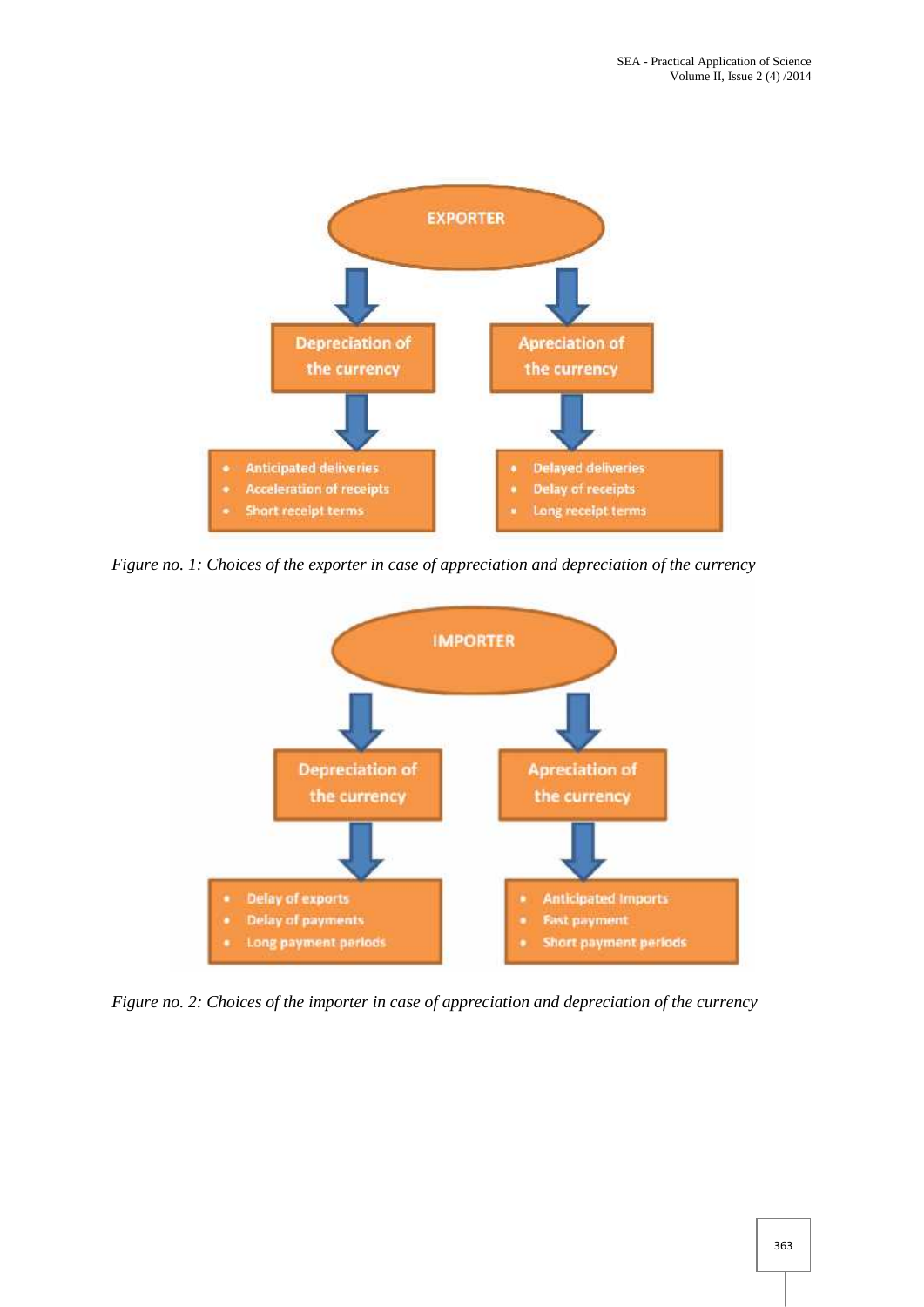EXPORTER

Depreciation of the currency

- Anticipated deliveries
- Acceleration of receipts
- Short receipt terms

Apreciation of the currency

- Delayed deliveries
- Delay of receipts
- Long receipt terms

*Figure no. 1: Choices of the exporter in case of appreciation and depreciation of the currency*

IMPORTER

Depreciation of the currency

- Delay of exports
- Delay of payments
- Long payment periods

Apreciation of the currency

- Anticipated Imports
- Fast payment
- Short payment periods

*Figure no. 2: Choices of the importer in case of appreciation and depreciation of the currency*